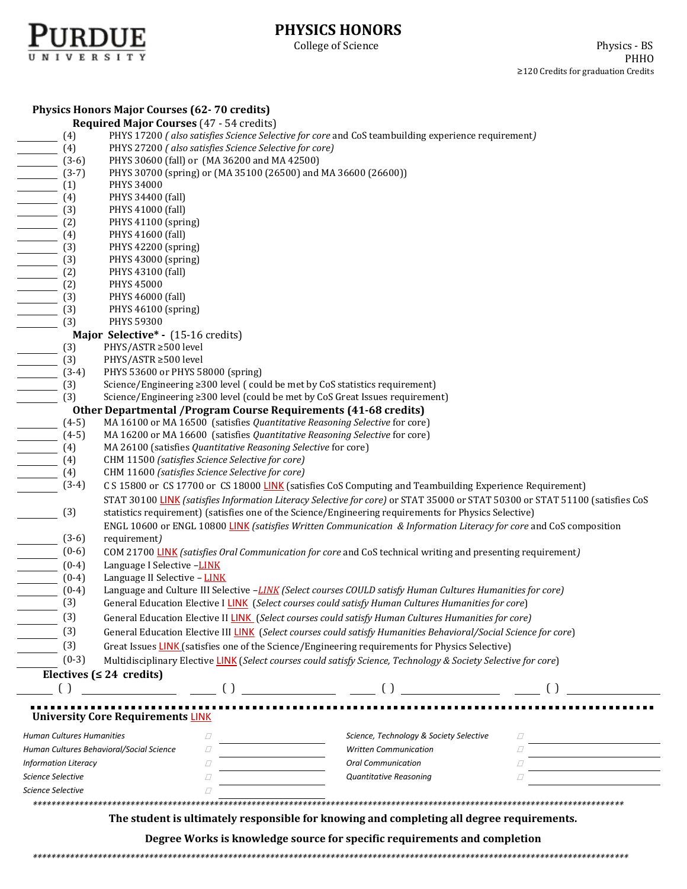# PHYSICS HONORS

College of Science

Physics - BS
PHHO
≥120 Credits for graduation Credits

## Physics Honors Major Courses (62- 70 credits)

### Required Major Courses (47 - 54 credits)

- ______ (4) PHYS 17200 *( also satisfies Science Selective for core* and CoS teambuilding experience requirement*)*
- ______ (4) PHYS 27200 *( also satisfies Science Selective for core)*
- ______ (3-6) PHYS 30600 (fall) or (MA 36200 and MA 42500)
- ______ (3-7) PHYS 30700 (spring) or (MA 35100 (26500) and MA 36600 (26600))
- ______ (1) PHYS 34000
- ______ (4) PHYS 34400 (fall)
- ______ (3) PHYS 41000 (fall)
- ______ (2) PHYS 41100 (spring)
- ______ (4) PHYS 41600 (fall)
- ______ (3) PHYS 42200 (spring)
- ______ (3) PHYS 43000 (spring)
- ______ (2) PHYS 43100 (fall)
- ______ (2) PHYS 45000
- ______ (3) PHYS 46000 (fall)
- ______ (3) PHYS 46100 (spring)
- ______ (3) PHYS 59300

### Major Selective* - (15-16 credits)

- ______ (3) PHYS/ASTR ≥500 level
- ______ (3) PHYS/ASTR ≥500 level
- ______ (3-4) PHYS 53600 or PHYS 58000 (spring)
- ______ (3) Science/Engineering ≥300 level ( could be met by CoS statistics requirement)
- ______ (3) Science/Engineering ≥300 level (could be met by CoS Great Issues requirement)

### Other Departmental /Program Course Requirements (41-68 credits)

- ______ (4-5) MA 16100 or MA 16500 (satisfies *Quantitative Reasoning Selective* for core)
- ______ (4-5) MA 16200 or MA 16600 (satisfies *Quantitative Reasoning Selective* for core)
- ______ (4) MA 26100 (satisfies *Quantitative Reasoning Selective* for core)
- ______ (4) CHM 11500 *(satisfies Science Selective for core)*
- ______ (4) CHM 11600 *(satisfies Science Selective for core)*
- ______ (3-4) C S 15800 or CS 17700 or CS 18000 LINK (satisfies CoS Computing and Teambuilding Experience Requirement)
- ______ (3) STAT 30100 LINK *(satisfies Information Literacy Selective for core)* or STAT 35000 or STAT 50300 or STAT 51100 (satisfies CoS statistics requirement) (satisfies one of the Science/Engineering requirements for Physics Selective)
- ______ (3-6) ENGL 10600 or ENGL 10800 LINK *(satisfies Written Communication & Information Literacy for core* and CoS composition requirement*)*
- ______ (0-6) COM 21700 LINK *(satisfies Oral Communication for core* and CoS technical writing and presenting requirement*)*
- ______ (0-4) Language I Selective –LINK
- ______ (0-4) Language II Selective – LINK
- ______ (0-4) Language and Culture III Selective –*LINK (Select courses COULD satisfy Human Cultures Humanities for core)*
- ______ (3) General Education Elective I LINK *(Select courses could satisfy Human Cultures Humanities for core)*
- ______ (3) General Education Elective II LINK *(Select courses could satisfy Human Cultures Humanities for core)*
- ______ (3) General Education Elective III LINK *(Select courses could satisfy Humanities Behavioral/Social Science for core)*
- ______ (3) Great Issues LINK (satisfies one of the Science/Engineering requirements for Physics Selective)
- ______ (0-3) Multidisciplinary Elective LINK *(Select courses could satisfy Science, Technology & Society Selective for core)*

### Electives (≤ 24 credits)

______ ( ) ______________ ______ ( ) ______________ ______ ( ) ______________ ______ ( ) ______________

## University Core Requirements LINK

| | | | | | |
|---|---|---|---|---|---|
| *Human Cultures Humanities* | ☐ | ______ | *Science, Technology & Society Selective* | ☐ | ______ |
| *Human Cultures Behavioral/Social Science* | ☐ | ______ | *Written Communication* | ☐ | ______ |
| *Information Literacy* | ☐ | ______ | *Oral Communication* | ☐ | ______ |
| *Science Selective* | ☐ | ______ | *Quantitative Reasoning* | ☐ | ______ |
| *Science Selective* | ☐ | ______ | | | |

**The student is ultimately responsible for knowing and completing all degree requirements.**

**Degree Works is knowledge source for specific requirements and completion**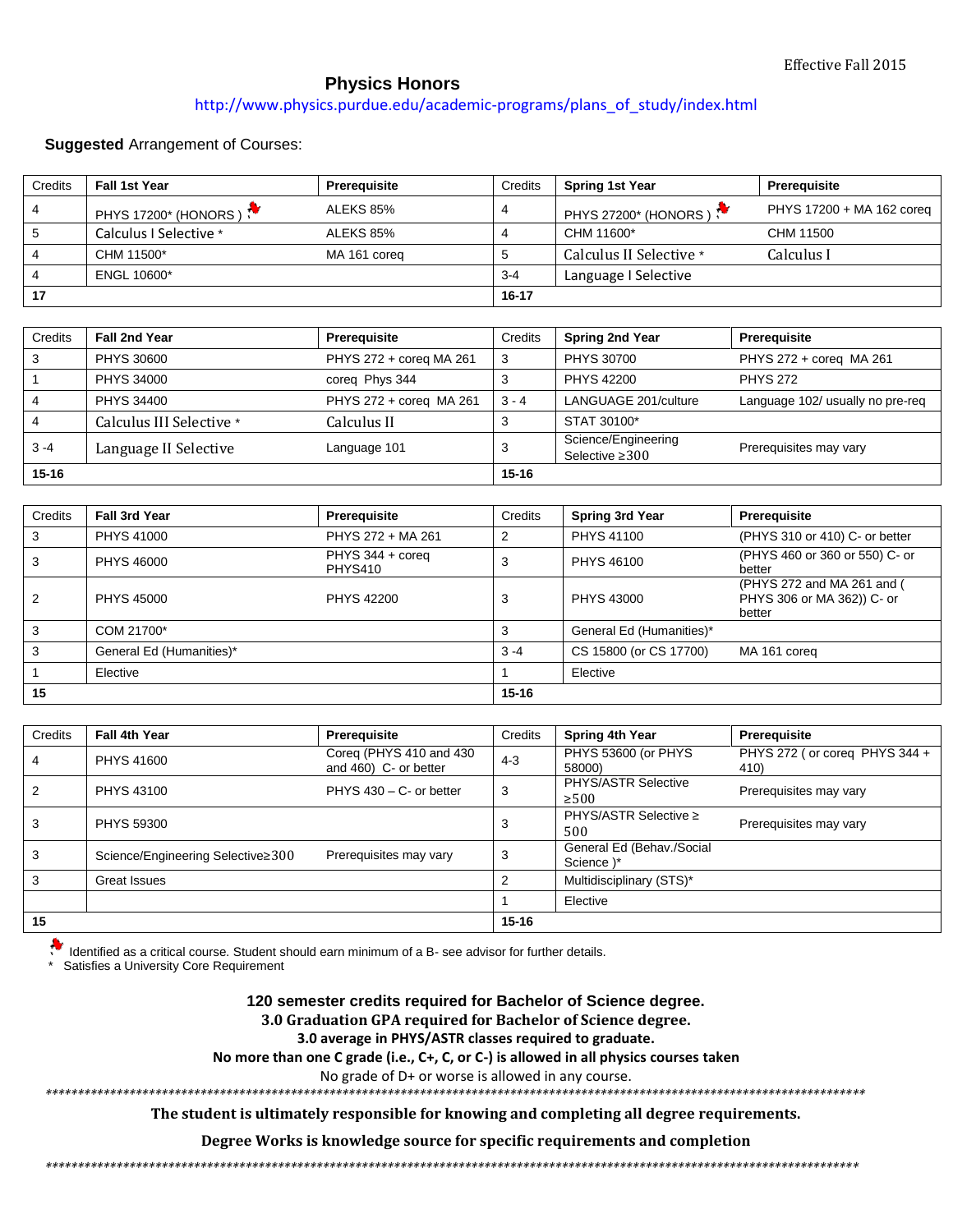Effective Fall 2015

# Physics Honors

http://www.physics.purdue.edu/academic-programs/plans_of_study/index.html

**Suggested** Arrangement of Courses:

| Credits | Fall 1st Year | Prerequisite | Credits | Spring 1st Year | Prerequisite |
|---|---|---|---|---|---|
| 4 | PHYS 17200* (HONORS ) | ALEKS 85% | 4 | PHYS 27200* (HONORS ) | PHYS 17200 + MA 162 coreq |
| 5 | Calculus I Selective * | ALEKS 85% | 4 | CHM 11600* | CHM 11500 |
| 4 | CHM 11500* | MA 161 coreq | 5 | Calculus II Selective * | Calculus I |
| 4 | ENGL 10600* | | 3-4 | Language I Selective | |
| **17** | | | **16-17** | | |

| Credits | Fall 2nd Year | Prerequisite | Credits | Spring 2nd Year | Prerequisite |
|---|---|---|---|---|---|
| 3 | PHYS 30600 | PHYS 272 + coreq MA 261 | 3 | PHYS 30700 | PHYS 272 + coreq MA 261 |
| 1 | PHYS 34000 | coreq Phys 344 | 3 | PHYS 42200 | PHYS 272 |
| 4 | PHYS 34400 | PHYS 272 + coreq MA 261 | 3 - 4 | LANGUAGE 201/culture | Language 102/ usually no pre-req |
| 4 | Calculus III Selective * | Calculus II | 3 | STAT 30100* | |
| 3 -4 | Language II Selective | Language 101 | 3 | Science/Engineering Selective ≥300 | Prerequisites may vary |
| **15-16** | | | **15-16** | | |

| Credits | Fall 3rd Year | Prerequisite | Credits | Spring 3rd Year | Prerequisite |
|---|---|---|---|---|---|
| 3 | PHYS 41000 | PHYS 272 + MA 261 | 2 | PHYS 41100 | (PHYS 310 or 410) C- or better |
| 3 | PHYS 46000 | PHYS 344 + coreq PHYS410 | 3 | PHYS 46100 | (PHYS 460 or 360 or 550) C- or better |
| 2 | PHYS 45000 | PHYS 42200 | 3 | PHYS 43000 | (PHYS 272 and MA 261 and ( PHYS 306 or MA 362)) C- or better |
| 3 | COM 21700* | | 3 | General Ed (Humanities)* | |
| 3 | General Ed (Humanities)* | | 3 -4 | CS 15800 (or CS 17700) | MA 161 coreq |
| 1 | Elective | | 1 | Elective | |
| **15** | | | **15-16** | | |

| Credits | Fall 4th Year | Prerequisite | Credits | Spring 4th Year | Prerequisite |
|---|---|---|---|---|---|
| 4 | PHYS 41600 | Coreq (PHYS 410 and 430 and 460) C- or better | 4-3 | PHYS 53600 (or PHYS 58000) | PHYS 272 ( or coreq PHYS 344 + 410) |
| 2 | PHYS 43100 | PHYS 430 – C- or better | 3 | PHYS/ASTR Selective ≥500 | Prerequisites may vary |
| 3 | PHYS 59300 | | 3 | PHYS/ASTR Selective ≥ 500 | Prerequisites may vary |
| 3 | Science/Engineering Selective≥300 | Prerequisites may vary | 3 | General Ed (Behav./Social Science )* | |
| 3 | Great Issues | | 2 | Multidisciplinary (STS)* | |
| | | | 1 | Elective | |
| **15** | | | **15-16** | | |

Identified as a critical course. Student should earn minimum of a B- see advisor for further details.

\* Satisfies a University Core Requirement

**120 semester credits required for Bachelor of Science degree.**

**3.0 Graduation GPA required for Bachelor of Science degree.**

**3.0 average in PHYS/ASTR classes required to graduate.**

**No more than one C grade (i.e., C+, C, or C-) is allowed in all physics courses taken**

No grade of D+ or worse is allowed in any course.

***********************************************************************************************************************

**The student is ultimately responsible for knowing and completing all degree requirements.**

**Degree Works is knowledge source for specific requirements and completion**

***********************************************************************************************************************